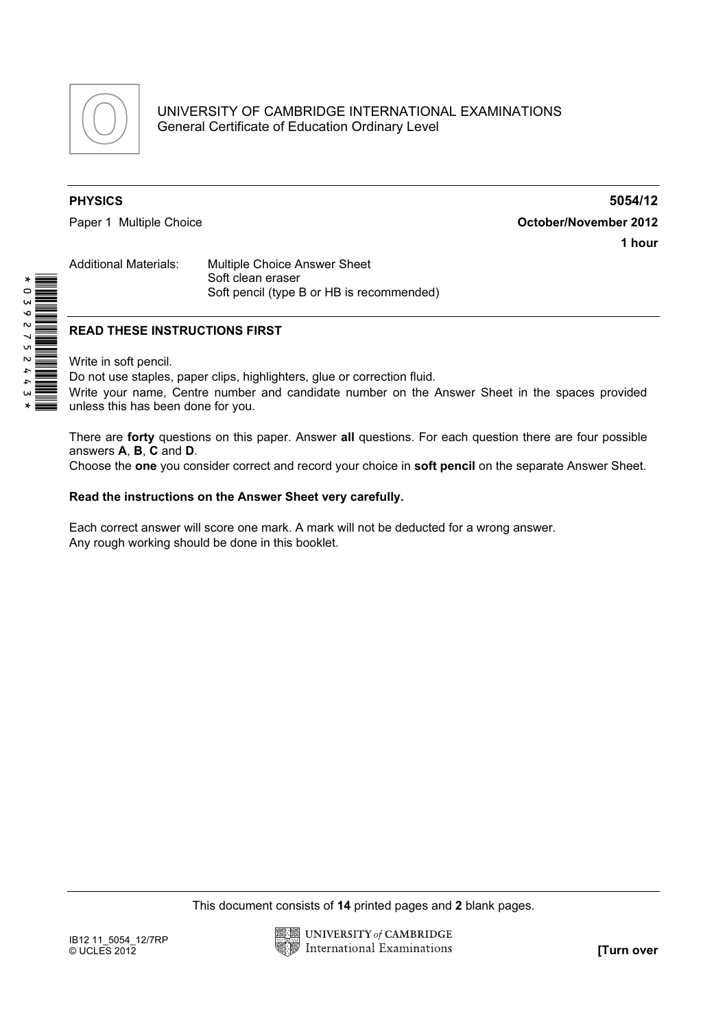UNIVERSITY OF CAMBRIDGE INTERNATIONAL EXAMINATIONS
General Certificate of Education Ordinary Level

**PHYSICS** **5054/12**

Paper 1 Multiple Choice **October/November 2012**

**1 hour**

Additional Materials: Multiple Choice Answer Sheet
Soft clean eraser
Soft pencil (type B or HB is recommended)

\*0392752443\*

**READ THESE INSTRUCTIONS FIRST**

Write in soft pencil.
Do not use staples, paper clips, highlighters, glue or correction fluid.
Write your name, Centre number and candidate number on the Answer Sheet in the spaces provided unless this has been done for you.

There are **forty** questions on this paper. Answer **all** questions. For each question there are four possible answers **A**, **B**, **C** and **D**.
Choose the **one** you consider correct and record your choice in **soft pencil** on the separate Answer Sheet.

**Read the instructions on the Answer Sheet very carefully.**

Each correct answer will score one mark. A mark will not be deducted for a wrong answer.
Any rough working should be done in this booklet.

This document consists of **14** printed pages and **2** blank pages.

IB12 11_5054_12/7RP
© UCLES 2012

**[Turn over**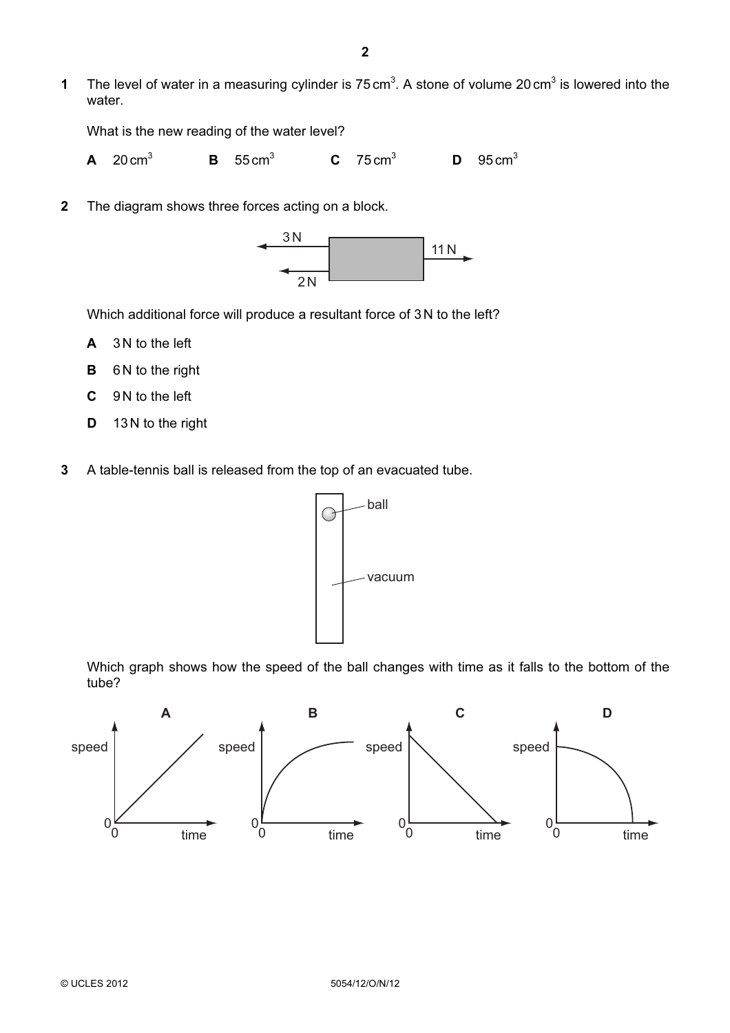**1** The level of water in a measuring cylinder is 75 $cm^3$. A stone of volume 20 $cm^3$ is lowered into the water.

What is the new reading of the water level?

**A** 20 $cm^3$ **B** 55 $cm^3$ **C** 75 $cm^3$ **D** 95 $cm^3$

**2** The diagram shows three forces acting on a block.

3 N
11 N
2 N

Which additional force will produce a resultant force of 3 N to the left?

**A** 3 N to the left

**B** 6 N to the right

**C** 9 N to the left

**D** 13 N to the right

**3** A table-tennis ball is released from the top of an evacuated tube.

ball
vacuum

Which graph shows how the speed of the ball changes with time as it falls to the bottom of the tube?

**A** **B** **C** **D**

speed speed speed speed

0 0 time 0 0 time 0 0 time 0 0 time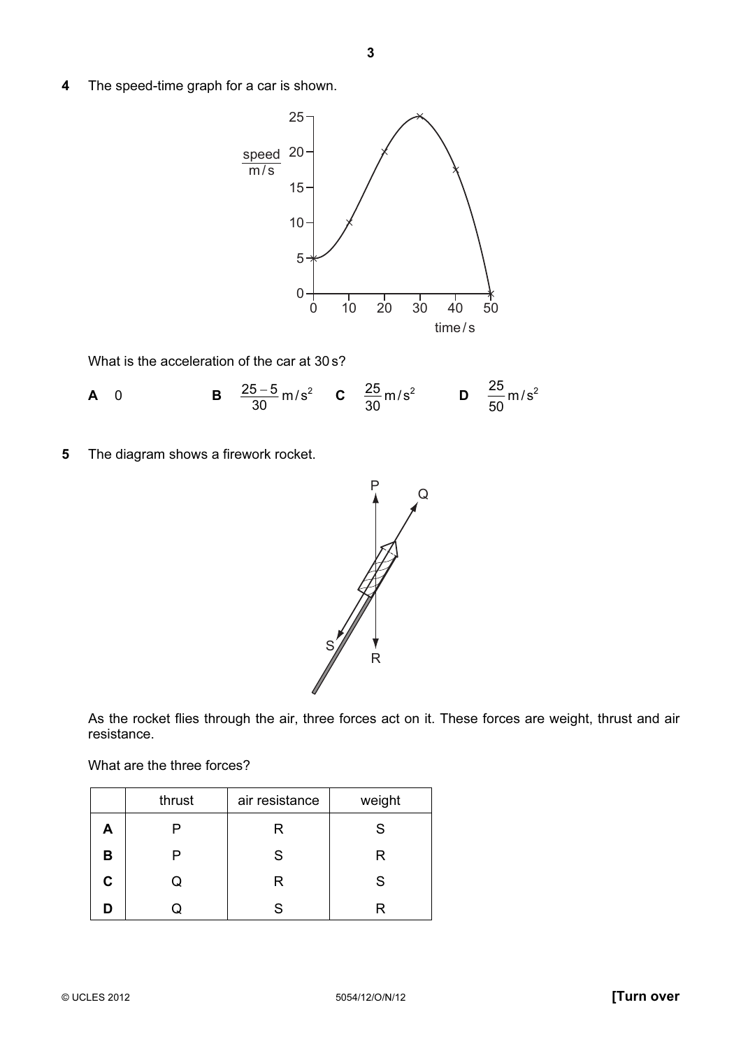**4** The speed-time graph for a car is shown.

What is the acceleration of the car at 30 s?

**A** 0 **B** $\frac{25-5}{30}\,\text{m/s}^2$ **C** $\frac{25}{30}\,\text{m/s}^2$ **D** $\frac{25}{50}\,\text{m/s}^2$

**5** The diagram shows a firework rocket.

As the rocket flies through the air, three forces act on it. These forces are weight, thrust and air resistance.

What are the three forces?

| | thrust | air resistance | weight |
|---|---|---|---|
| **A** | P | R | S |
| **B** | P | S | R |
| **C** | Q | R | S |
| **D** | Q | S | R |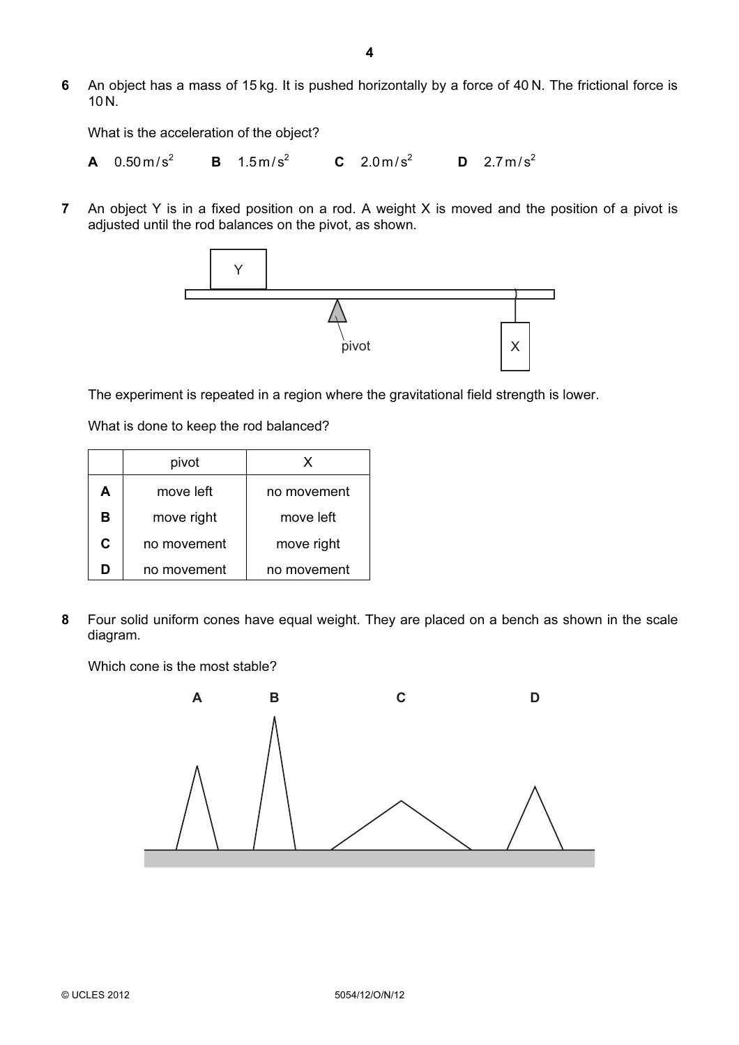**6** An object has a mass of 15 kg. It is pushed horizontally by a force of 40 N. The frictional force is 10 N.

What is the acceleration of the object?

**A** $0.50\,\text{m/s}^2$ **B** $1.5\,\text{m/s}^2$ **C** $2.0\,\text{m/s}^2$ **D** $2.7\,\text{m/s}^2$

**7** An object Y is in a fixed position on a rod. A weight X is moved and the position of a pivot is adjusted until the rod balances on the pivot, as shown.

The experiment is repeated in a region where the gravitational field strength is lower.

What is done to keep the rod balanced?

| | pivot | X |
|---|---|---|
| **A** | move left | no movement |
| **B** | move right | move left |
| **C** | no movement | move right |
| **D** | no movement | no movement |

**8** Four solid uniform cones have equal weight. They are placed on a bench as shown in the scale diagram.

Which cone is the most stable?

**A** **B** **C** **D**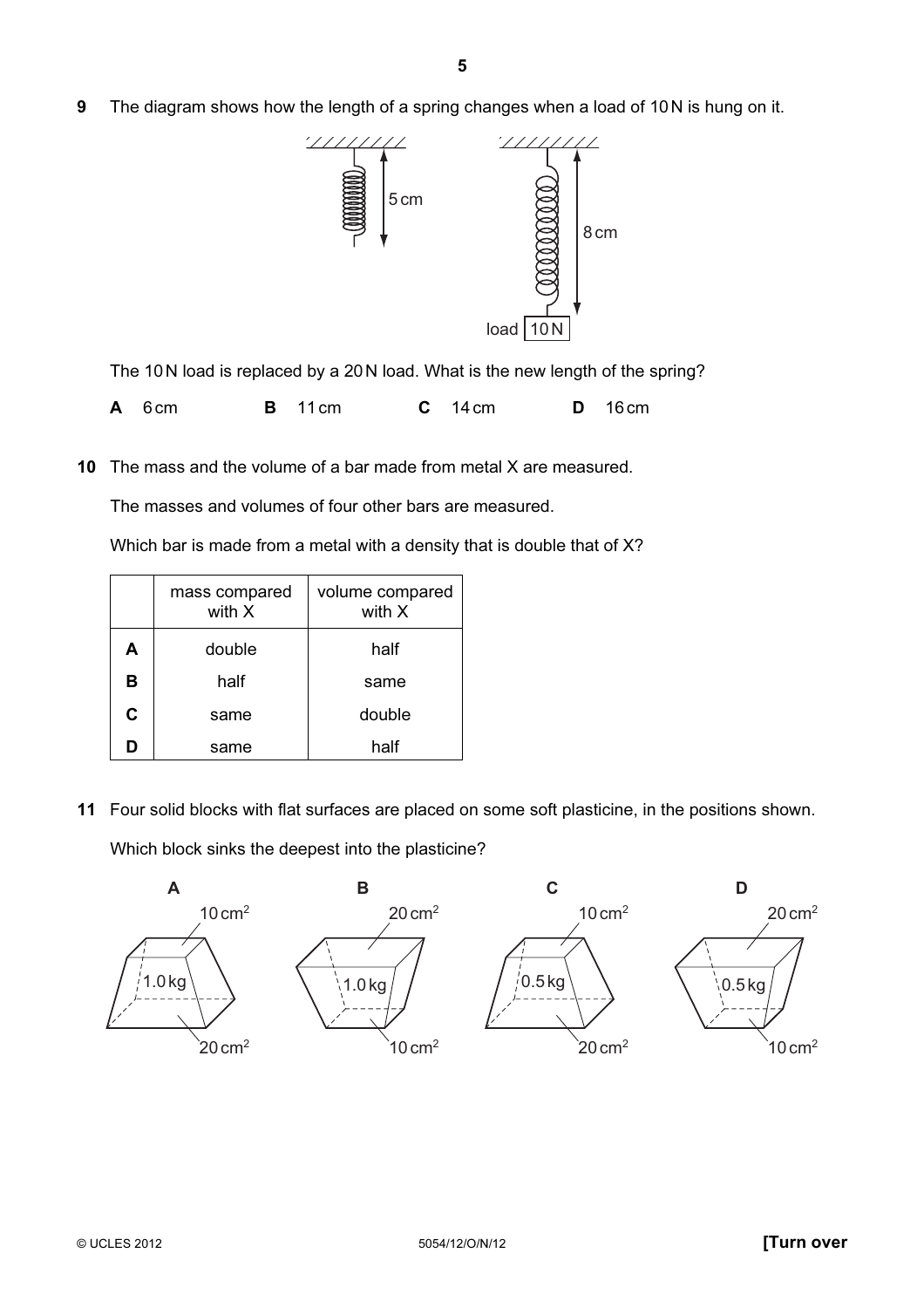**9** The diagram shows how the length of a spring changes when a load of 10 N is hung on it.

5 cm

8 cm

load 10 N

The 10 N load is replaced by a 20 N load. What is the new length of the spring?

**A** 6 cm **B** 11 cm **C** 14 cm **D** 16 cm

**10** The mass and the volume of a bar made from metal X are measured.

The masses and volumes of four other bars are measured.

Which bar is made from a metal with a density that is double that of X?

| | mass compared with X | volume compared with X |
|---|---|---|
| **A** | double | half |
| **B** | half | same |
| **C** | same | double |
| **D** | same | half |

**11** Four solid blocks with flat surfaces are placed on some soft plasticine, in the positions shown.

Which block sinks the deepest into the plasticine?

**A** — top 10 $cm^2$, 1.0 kg, bottom 20 $cm^2$

**B** — top 20 $cm^2$, 1.0 kg, bottom 10 $cm^2$

**C** — top 10 $cm^2$, 0.5 kg, bottom 20 $cm^2$

**D** — top 20 $cm^2$, 0.5 kg, bottom 10 $cm^2$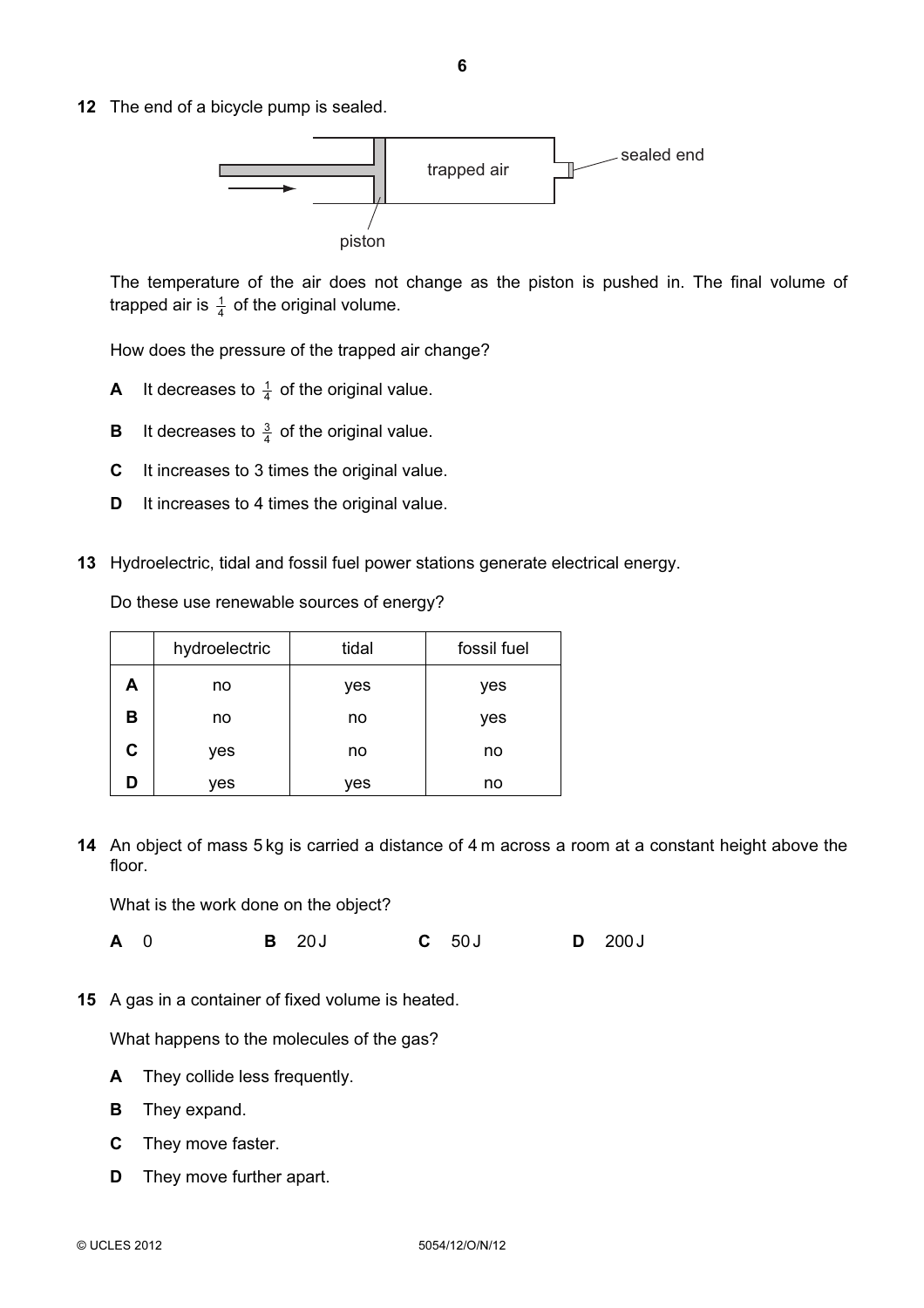**12** The end of a bicycle pump is sealed.

trapped air

sealed end

piston

The temperature of the air does not change as the piston is pushed in. The final volume of trapped air is $\frac{1}{4}$ of the original volume.

How does the pressure of the trapped air change?

**A** It decreases to $\frac{1}{4}$ of the original value.

**B** It decreases to $\frac{3}{4}$ of the original value.

**C** It increases to 3 times the original value.

**D** It increases to 4 times the original value.

**13** Hydroelectric, tidal and fossil fuel power stations generate electrical energy.

Do these use renewable sources of energy?

| | hydroelectric | tidal | fossil fuel |
|---|---|---|---|
| **A** | no | yes | yes |
| **B** | no | no | yes |
| **C** | yes | no | no |
| **D** | yes | yes | no |

**14** An object of mass 5 kg is carried a distance of 4 m across a room at a constant height above the floor.

What is the work done on the object?

**A** 0 **B** 20 J **C** 50 J **D** 200 J

**15** A gas in a container of fixed volume is heated.

What happens to the molecules of the gas?

**A** They collide less frequently.

**B** They expand.

**C** They move faster.

**D** They move further apart.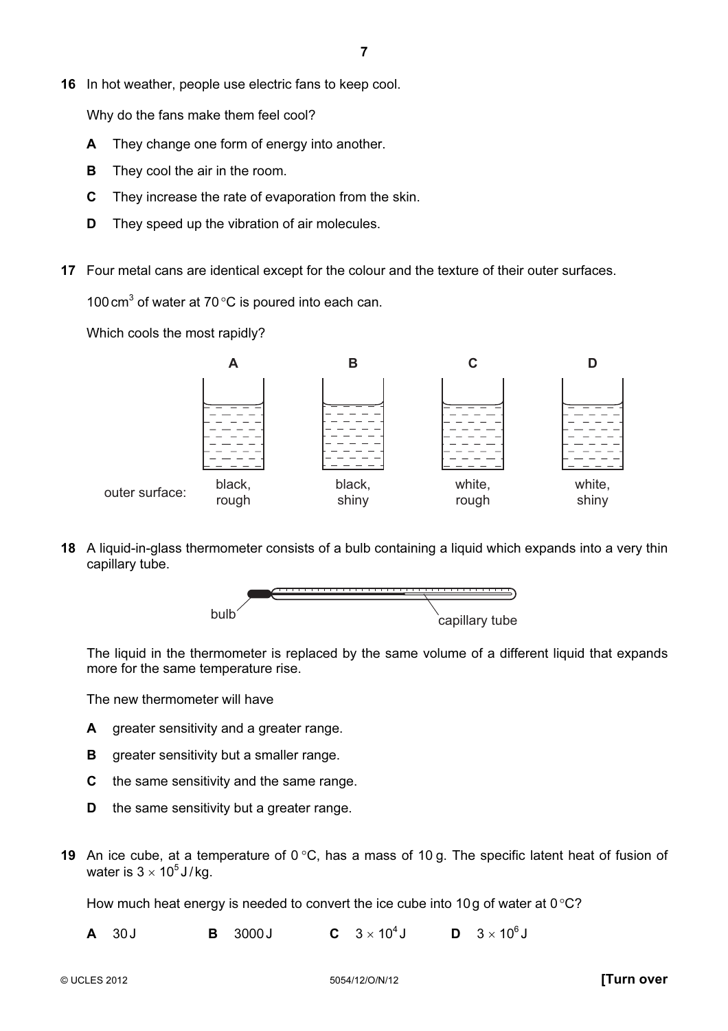**16** In hot weather, people use electric fans to keep cool.

Why do the fans make them feel cool?

- **A** They change one form of energy into another.
- **B** They cool the air in the room.
- **C** They increase the rate of evaporation from the skin.
- **D** They speed up the vibration of air molecules.

**17** Four metal cans are identical except for the colour and the texture of their outer surfaces.

$100\,cm^3$ of water at 70 °C is poured into each can.

Which cools the most rapidly?

| | A | B | C | D |
|---|---|---|---|---|
| outer surface: | black, rough | black, shiny | white, rough | white, shiny |

**18** A liquid-in-glass thermometer consists of a bulb containing a liquid which expands into a very thin capillary tube.

bulb — capillary tube

The liquid in the thermometer is replaced by the same volume of a different liquid that expands more for the same temperature rise.

The new thermometer will have

- **A** greater sensitivity and a greater range.
- **B** greater sensitivity but a smaller range.
- **C** the same sensitivity and the same range.
- **D** the same sensitivity but a greater range.

**19** An ice cube, at a temperature of 0 °C, has a mass of 10 g. The specific latent heat of fusion of water is $3 \times 10^5$ J/kg.

How much heat energy is needed to convert the ice cube into 10 g of water at 0 °C?

**A** 30 J **B** 3000 J **C** $3 \times 10^4$ J **D** $3 \times 10^6$ J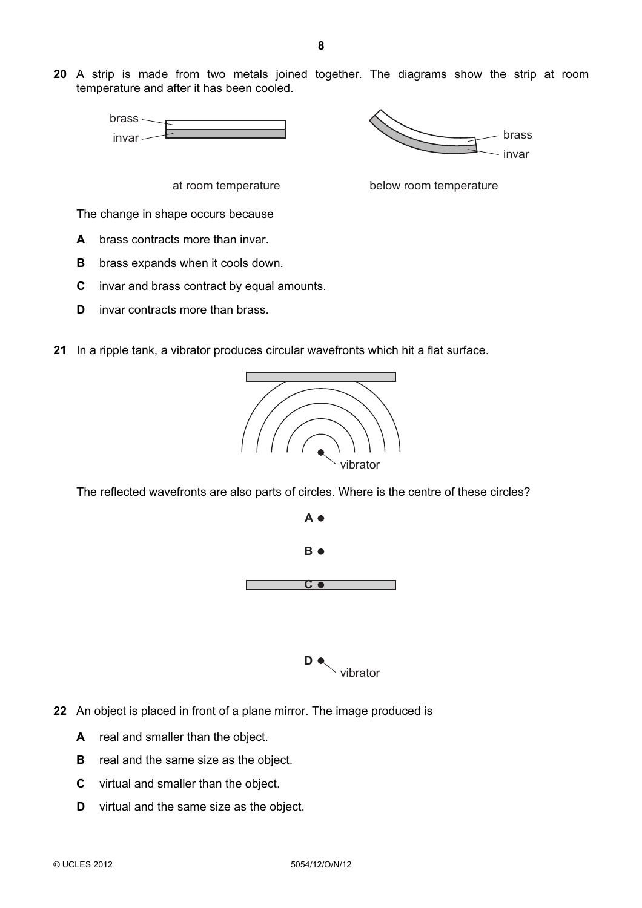**20** A strip is made from two metals joined together. The diagrams show the strip at room temperature and after it has been cooled.

brass
invar

at room temperature

brass
invar

below room temperature

The change in shape occurs because

**A** brass contracts more than invar.

**B** brass expands when it cools down.

**C** invar and brass contract by equal amounts.

**D** invar contracts more than brass.

**21** In a ripple tank, a vibrator produces circular wavefronts which hit a flat surface.

vibrator

The reflected wavefronts are also parts of circles. Where is the centre of these circles?

**A**

**B**

**C**

**D** vibrator

**22** An object is placed in front of a plane mirror. The image produced is

**A** real and smaller than the object.

**B** real and the same size as the object.

**C** virtual and smaller than the object.

**D** virtual and the same size as the object.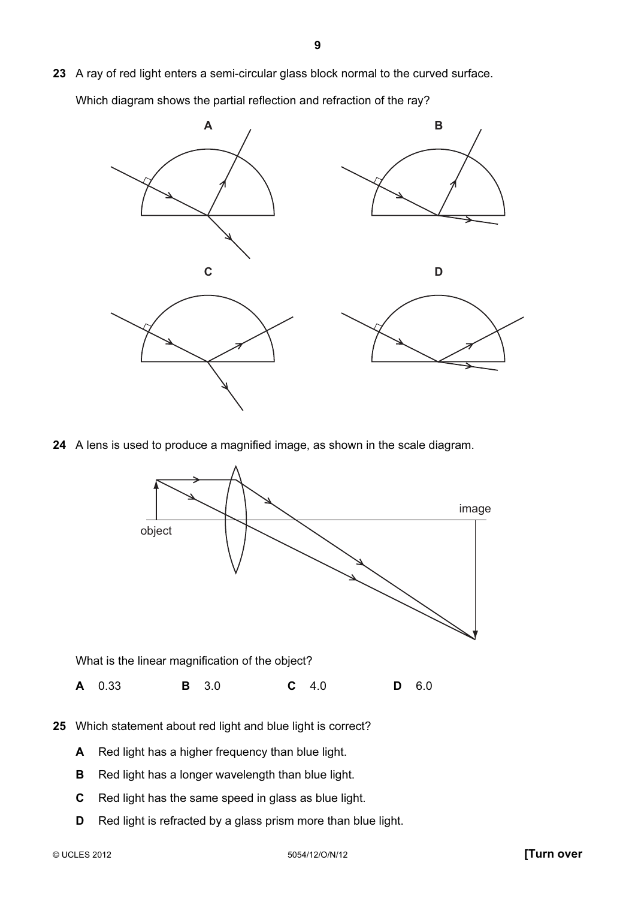**23** A ray of red light enters a semi-circular glass block normal to the curved surface.

Which diagram shows the partial reflection and refraction of the ray?

**A**

**B**

**C**

**D**

**24** A lens is used to produce a magnified image, as shown in the scale diagram.

object

image

What is the linear magnification of the object?

**A** 0.33 **B** 3.0 **C** 4.0 **D** 6.0

**25** Which statement about red light and blue light is correct?

**A** Red light has a higher frequency than blue light.

**B** Red light has a longer wavelength than blue light.

**C** Red light has the same speed in glass as blue light.

**D** Red light is refracted by a glass prism more than blue light.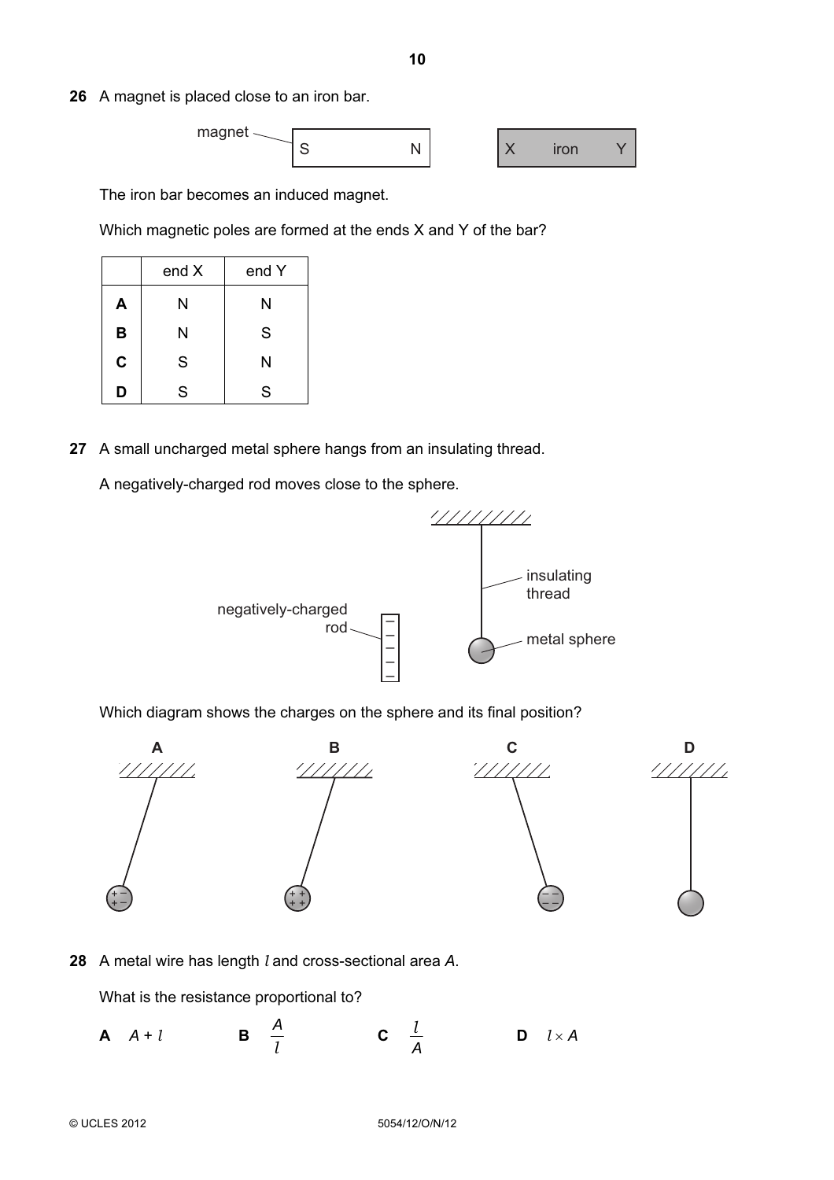**26** A magnet is placed close to an iron bar.

magnet — S N &nbsp;&nbsp;&nbsp;&nbsp; X iron Y

The iron bar becomes an induced magnet.

Which magnetic poles are formed at the ends X and Y of the bar?

| | end X | end Y |
|---|---|---|
| **A** | N | N |
| **B** | N | S |
| **C** | S | N |
| **D** | S | S |

**27** A small uncharged metal sphere hangs from an insulating thread.

A negatively-charged rod moves close to the sphere.

negatively-charged rod, insulating thread, metal sphere

Which diagram shows the charges on the sphere and its final position?

**A** &nbsp;&nbsp;&nbsp;&nbsp; **B** &nbsp;&nbsp;&nbsp;&nbsp; **C** &nbsp;&nbsp;&nbsp;&nbsp; **D**

**28** A metal wire has length $l$ and cross-sectional area $A$.

What is the resistance proportional to?

**A** $A + l$ &nbsp;&nbsp;&nbsp;&nbsp; **B** $\dfrac{A}{l}$ &nbsp;&nbsp;&nbsp;&nbsp; **C** $\dfrac{l}{A}$ &nbsp;&nbsp;&nbsp;&nbsp; **D** $l \times A$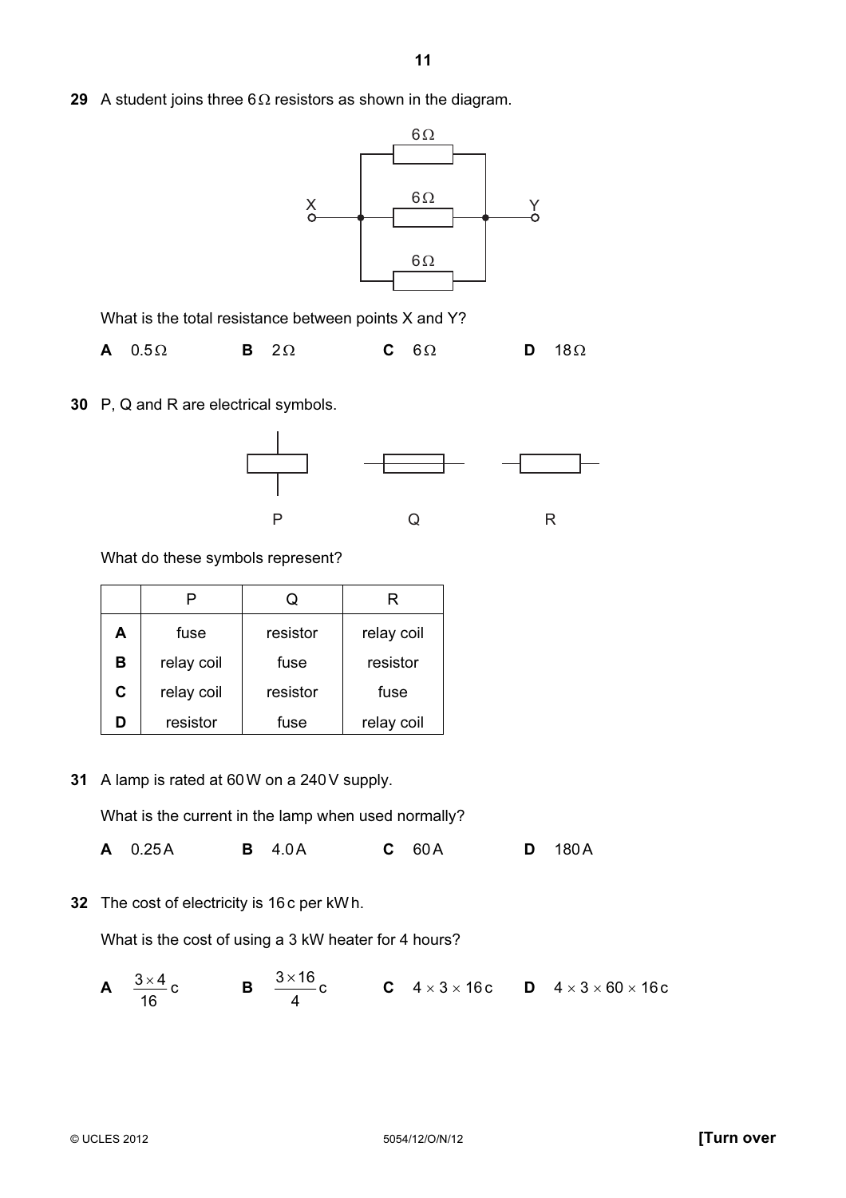**29** A student joins three 6 Ω resistors as shown in the diagram.

What is the total resistance between points X and Y?

**A** 0.5 Ω **B** 2 Ω **C** 6 Ω **D** 18 Ω

**30** P, Q and R are electrical symbols.

What do these symbols represent?

| | P | Q | R |
|---|---|---|---|
| **A** | fuse | resistor | relay coil |
| **B** | relay coil | fuse | resistor |
| **C** | relay coil | resistor | fuse |
| **D** | resistor | fuse | relay coil |

**31** A lamp is rated at 60 W on a 240 V supply.

What is the current in the lamp when used normally?

**A** 0.25 A **B** 4.0 A **C** 60 A **D** 180 A

**32** The cost of electricity is 16 c per kW h.

What is the cost of using a 3 kW heater for 4 hours?

**A** $\frac{3 \times 4}{16}$ c **B** $\frac{3 \times 16}{4}$ c **C** $4 \times 3 \times 16$ c **D** $4 \times 3 \times 60 \times 16$ c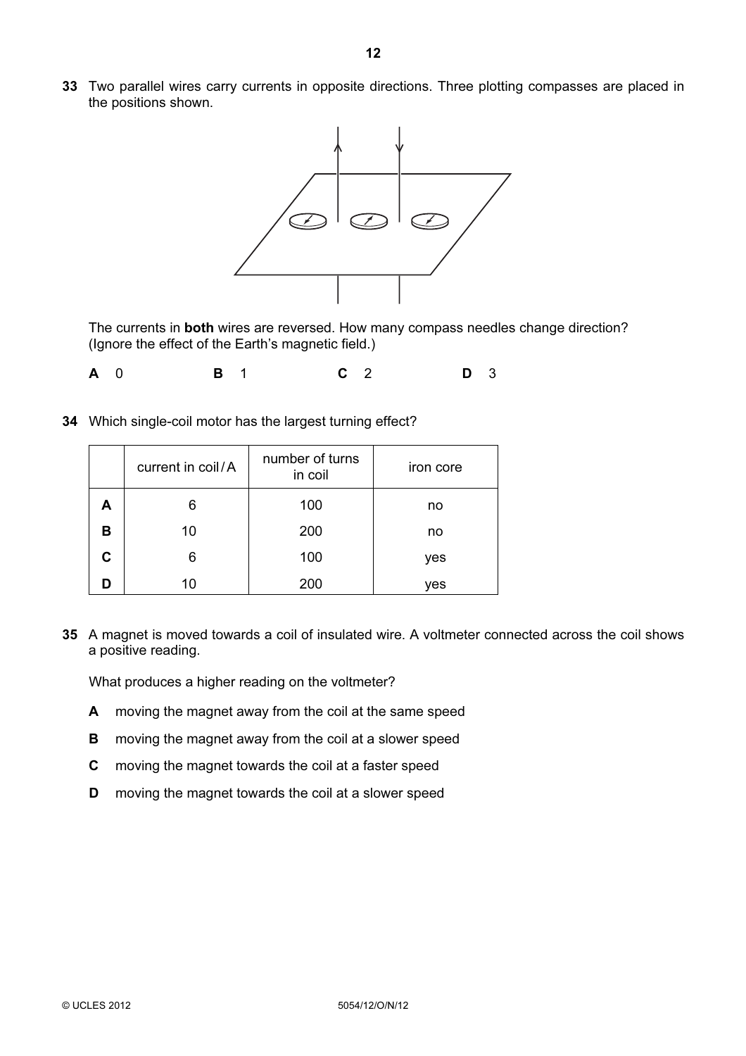**33** Two parallel wires carry currents in opposite directions. Three plotting compasses are placed in the positions shown.

The currents in **both** wires are reversed. How many compass needles change direction? (Ignore the effect of the Earth's magnetic field.)

**A** 0 **B** 1 **C** 2 **D** 3

**34** Which single-coil motor has the largest turning effect?

| | current in coil / A | number of turns in coil | iron core |
|---|---|---|---|
| **A** | 6 | 100 | no |
| **B** | 10 | 200 | no |
| **C** | 6 | 100 | yes |
| **D** | 10 | 200 | yes |

**35** A magnet is moved towards a coil of insulated wire. A voltmeter connected across the coil shows a positive reading.

What produces a higher reading on the voltmeter?

**A** moving the magnet away from the coil at the same speed

**B** moving the magnet away from the coil at a slower speed

**C** moving the magnet towards the coil at a faster speed

**D** moving the magnet towards the coil at a slower speed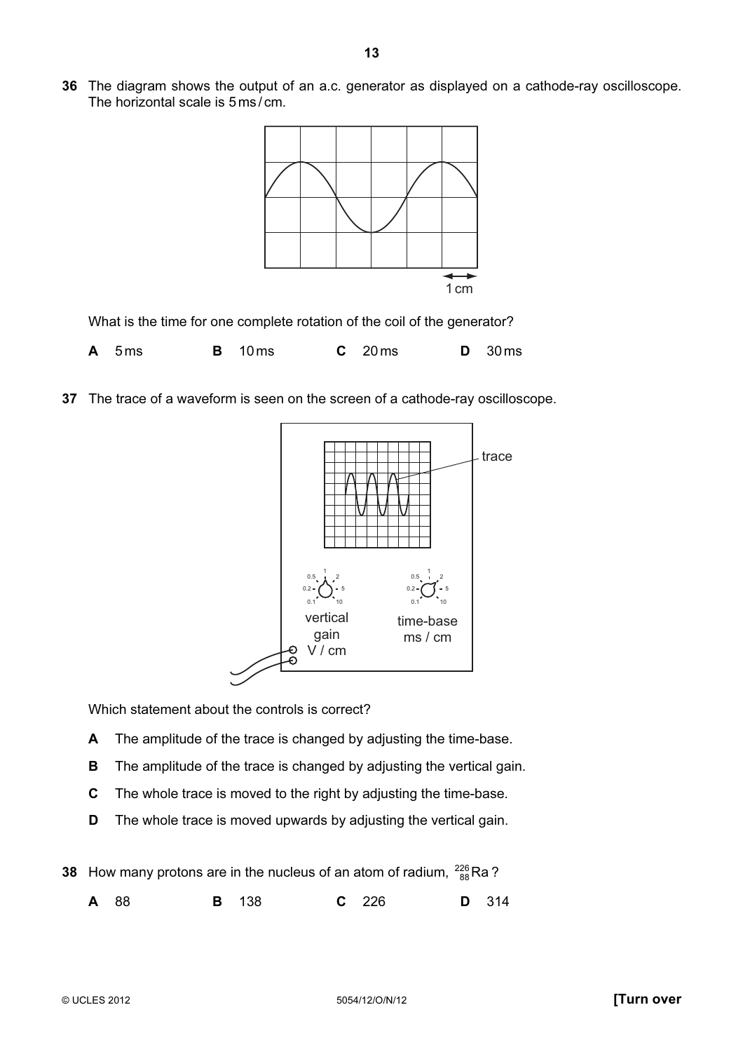**36** The diagram shows the output of an a.c. generator as displayed on a cathode-ray oscilloscope. The horizontal scale is 5 ms / cm.

What is the time for one complete rotation of the coil of the generator?

**A** 5 ms **B** 10 ms **C** 20 ms **D** 30 ms

**37** The trace of a waveform is seen on the screen of a cathode-ray oscilloscope.

Which statement about the controls is correct?

**A** The amplitude of the trace is changed by adjusting the time-base.

**B** The amplitude of the trace is changed by adjusting the vertical gain.

**C** The whole trace is moved to the right by adjusting the time-base.

**D** The whole trace is moved upwards by adjusting the vertical gain.

**38** How many protons are in the nucleus of an atom of radium, ${}^{226}_{88}Ra$?

**A** 88 **B** 138 **C** 226 **D** 314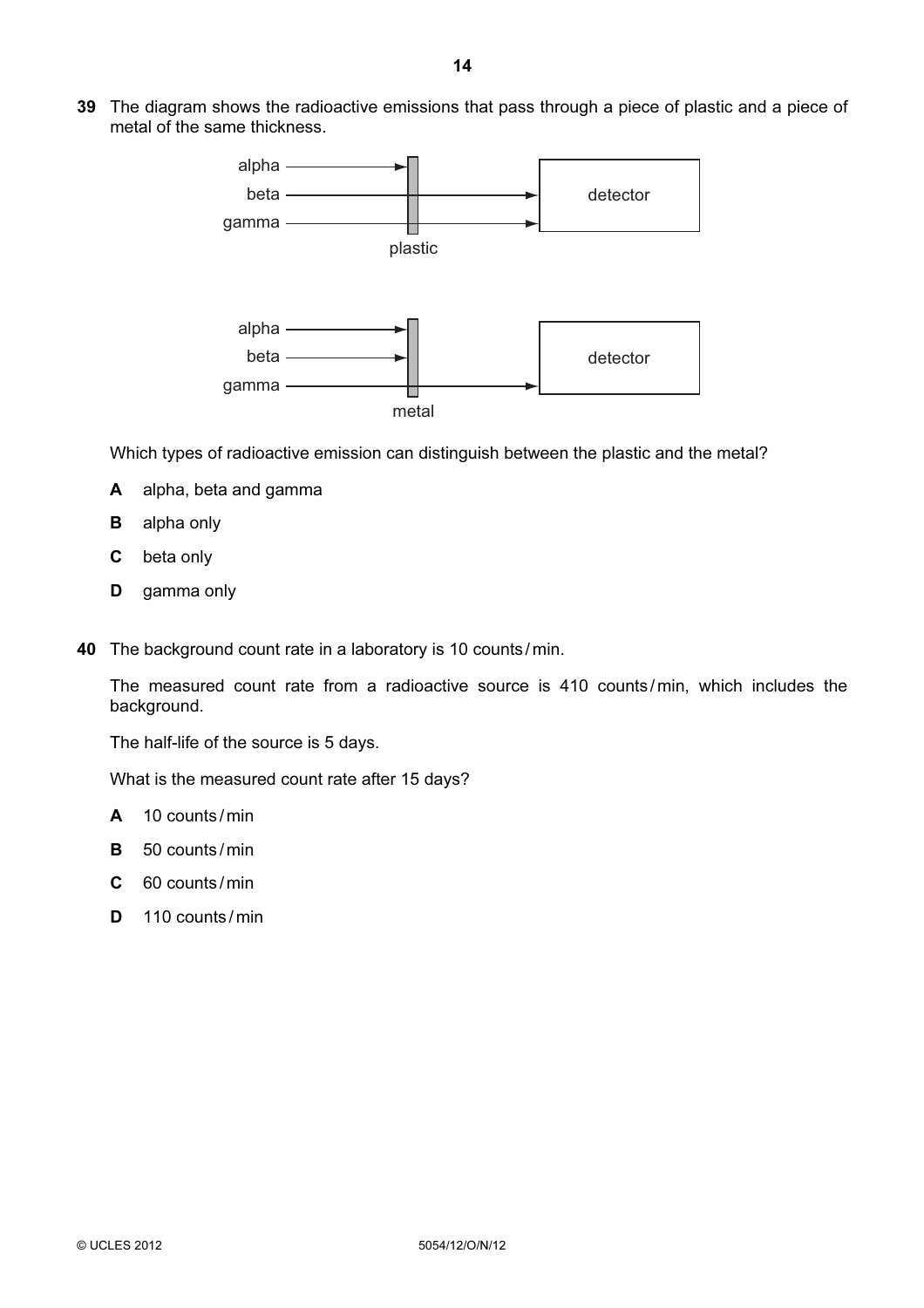**39** The diagram shows the radioactive emissions that pass through a piece of plastic and a piece of metal of the same thickness.

Which types of radioactive emission can distinguish between the plastic and the metal?

**A** alpha, beta and gamma

**B** alpha only

**C** beta only

**D** gamma only

**40** The background count rate in a laboratory is 10 counts / min.

The measured count rate from a radioactive source is 410 counts / min, which includes the background.

The half-life of the source is 5 days.

What is the measured count rate after 15 days?

**A** 10 counts / min

**B** 50 counts / min

**C** 60 counts / min

**D** 110 counts / min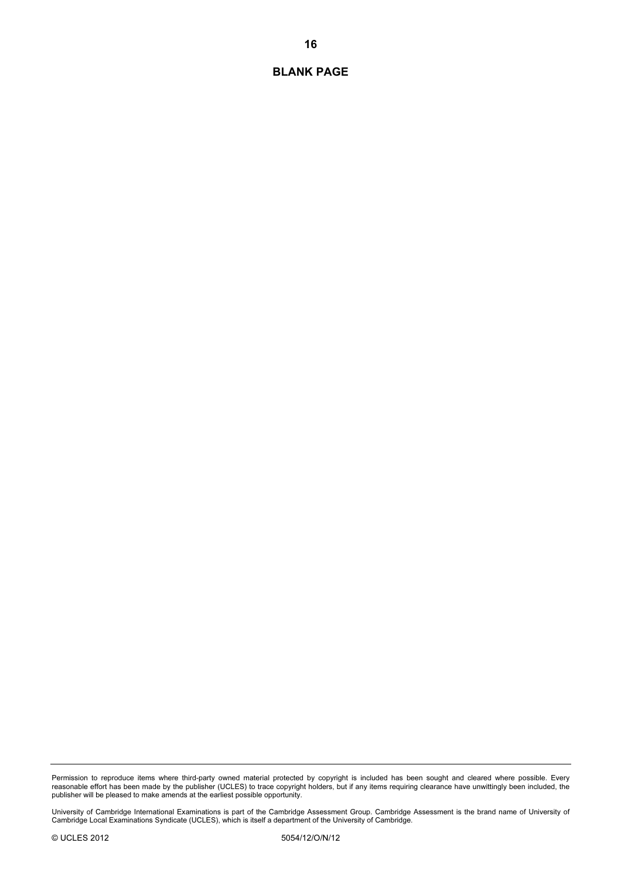**BLANK PAGE**

Permission to reproduce items where third-party owned material protected by copyright is included has been sought and cleared where possible. Every reasonable effort has been made by the publisher (UCLES) to trace copyright holders, but if any items requiring clearance have unwittingly been included, the publisher will be pleased to make amends at the earliest possible opportunity.

University of Cambridge International Examinations is part of the Cambridge Assessment Group. Cambridge Assessment is the brand name of University of Cambridge Local Examinations Syndicate (UCLES), which is itself a department of the University of Cambridge.